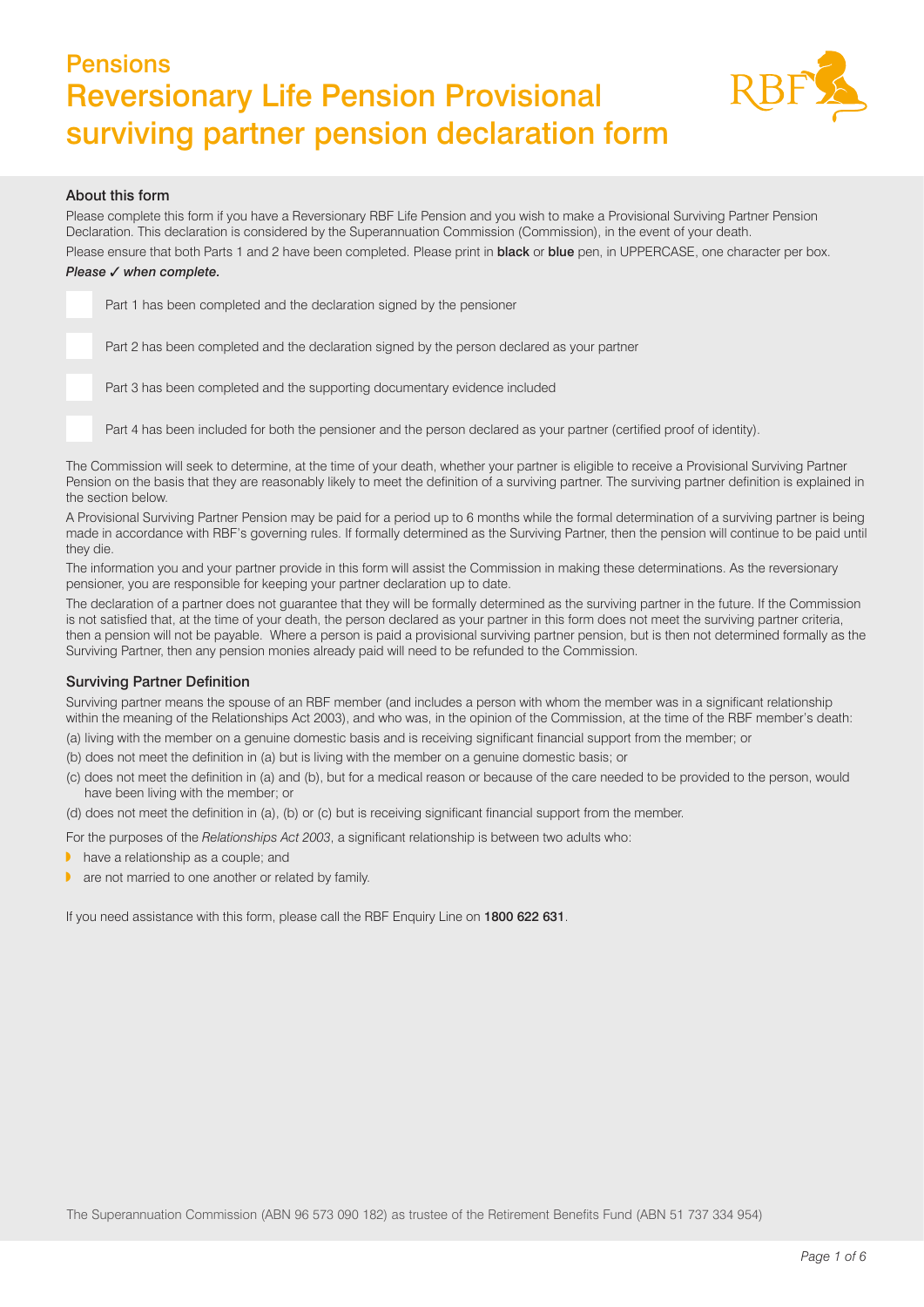# Pensions

# Reversionary Life Pension Provisional surviving partner pension declaration form

## About this form

Please complete this form if you have a Reversionary RBF Life Pension and you wish to make a Provisional Surviving Partner Pension Declaration. This declaration is considered by the Superannuation Commission (Commission), in the event of your death.

Please ensure that both Parts 1 and 2 have been completed. Please print in **black** or **blue** pen, in UPPERCASE, one character per box.

***Please ✓ when complete.***

- [ ] Part 1 has been completed and the declaration signed by the pensioner
- [ ] Part 2 has been completed and the declaration signed by the person declared as your partner
- [ ] Part 3 has been completed and the supporting documentary evidence included
- [ ] Part 4 has been included for both the pensioner and the person declared as your partner (certified proof of identity).

The Commission will seek to determine, at the time of your death, whether your partner is eligible to receive a Provisional Surviving Partner Pension on the basis that they are reasonably likely to meet the definition of a surviving partner. The surviving partner definition is explained in the section below.

A Provisional Surviving Partner Pension may be paid for a period up to 6 months while the formal determination of a surviving partner is being made in accordance with RBF's governing rules. If formally determined as the Surviving Partner, then the pension will continue to be paid until they die.

The information you and your partner provide in this form will assist the Commission in making these determinations. As the reversionary pensioner, you are responsible for keeping your partner declaration up to date.

The declaration of a partner does not guarantee that they will be formally determined as the surviving partner in the future. If the Commission is not satisfied that, at the time of your death, the person declared as your partner in this form does not meet the surviving partner criteria, then a pension will not be payable. Where a person is paid a provisional surviving partner pension, but is then not determined formally as the Surviving Partner, then any pension monies already paid will need to be refunded to the Commission.

## Surviving Partner Definition

Surviving partner means the spouse of an RBF member (and includes a person with whom the member was in a significant relationship within the meaning of the Relationships Act 2003), and who was, in the opinion of the Commission, at the time of the RBF member's death:

(a) living with the member on a genuine domestic basis and is receiving significant financial support from the member; or

(b) does not meet the definition in (a) but is living with the member on a genuine domestic basis; or

(c) does not meet the definition in (a) and (b), but for a medical reason or because of the care needed to be provided to the person, would have been living with the member; or

(d) does not meet the definition in (a), (b) or (c) but is receiving significant financial support from the member.

For the purposes of the *Relationships Act 2003*, a significant relationship is between two adults who:

- have a relationship as a couple; and
- are not married to one another or related by family.

If you need assistance with this form, please call the RBF Enquiry Line on **1800 622 631**.

The Superannuation Commission (ABN 96 573 090 182) as trustee of the Retirement Benefits Fund (ABN 51 737 334 954)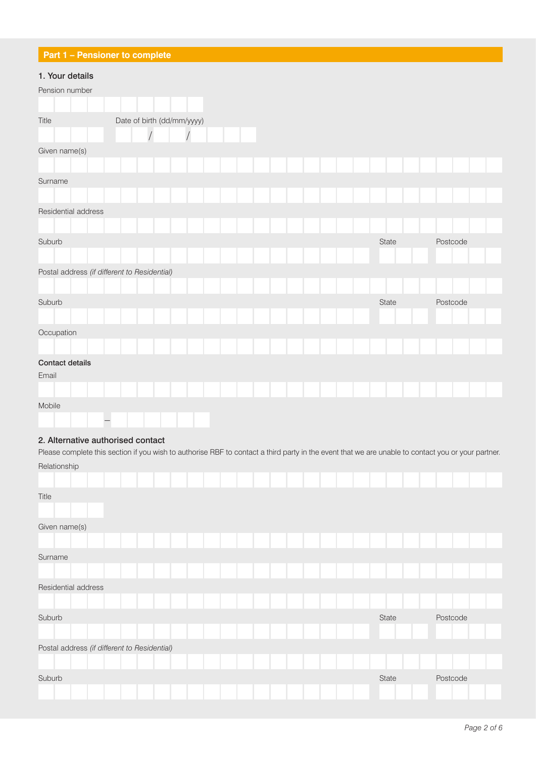## Part 1 – Pensioner to complete

### 1. Your details

Pension number

Title

Date of birth (dd/mm/yyyy)

/ /

Given name(s)

Surname

Residential address

Suburb

State

Postcode

Postal address *(if different to Residential)*

Suburb

State

Postcode

Occupation

**Contact details**

Email

Mobile

–

### 2. Alternative authorised contact

Please complete this section if you wish to authorise RBF to contact a third party in the event that we are unable to contact you or your partner.

Relationship

Title

Given name(s)

Surname

Residential address

Suburb

State

Postcode

Postal address *(if different to Residential)*

Suburb

State

Postcode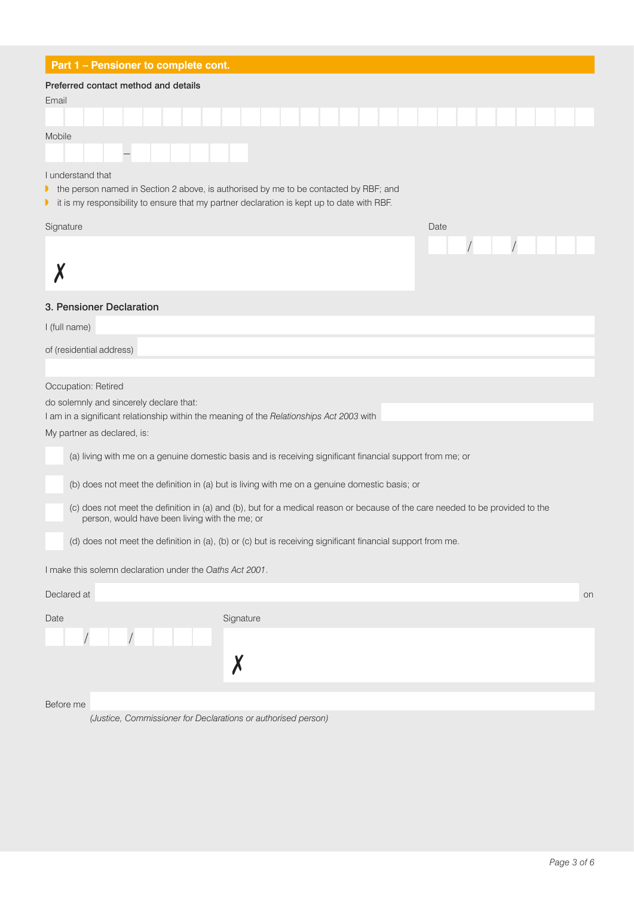## Part 1 – Pensioner to complete cont.

**Preferred contact method and details**

Email

Mobile

I understand that

- the person named in Section 2 above, is authorised by me to be contacted by RBF; and
- it is my responsibility to ensure that my partner declaration is kept up to date with RBF.

Signature

✗

Date / /

### 3. Pensioner Declaration

I (full name)

of (residential address)

Occupation: Retired

do solemnly and sincerely declare that:

I am in a significant relationship within the meaning of the *Relationships Act 2003* with

My partner as declared, is:

- ☐ (a) living with me on a genuine domestic basis and is receiving significant financial support from me; or
- ☐ (b) does not meet the definition in (a) but is living with me on a genuine domestic basis; or
- ☐ (c) does not meet the definition in (a) and (b), but for a medical reason or because of the care needed to be provided to the person, would have been living with the me; or
- ☐ (d) does not meet the definition in (a), (b) or (c) but is receiving significant financial support from me.

I make this solemn declaration under the *Oaths Act 2001*.

Declared at on

Date / /

Signature

✗

Before me

*(Justice, Commissioner for Declarations or authorised person)*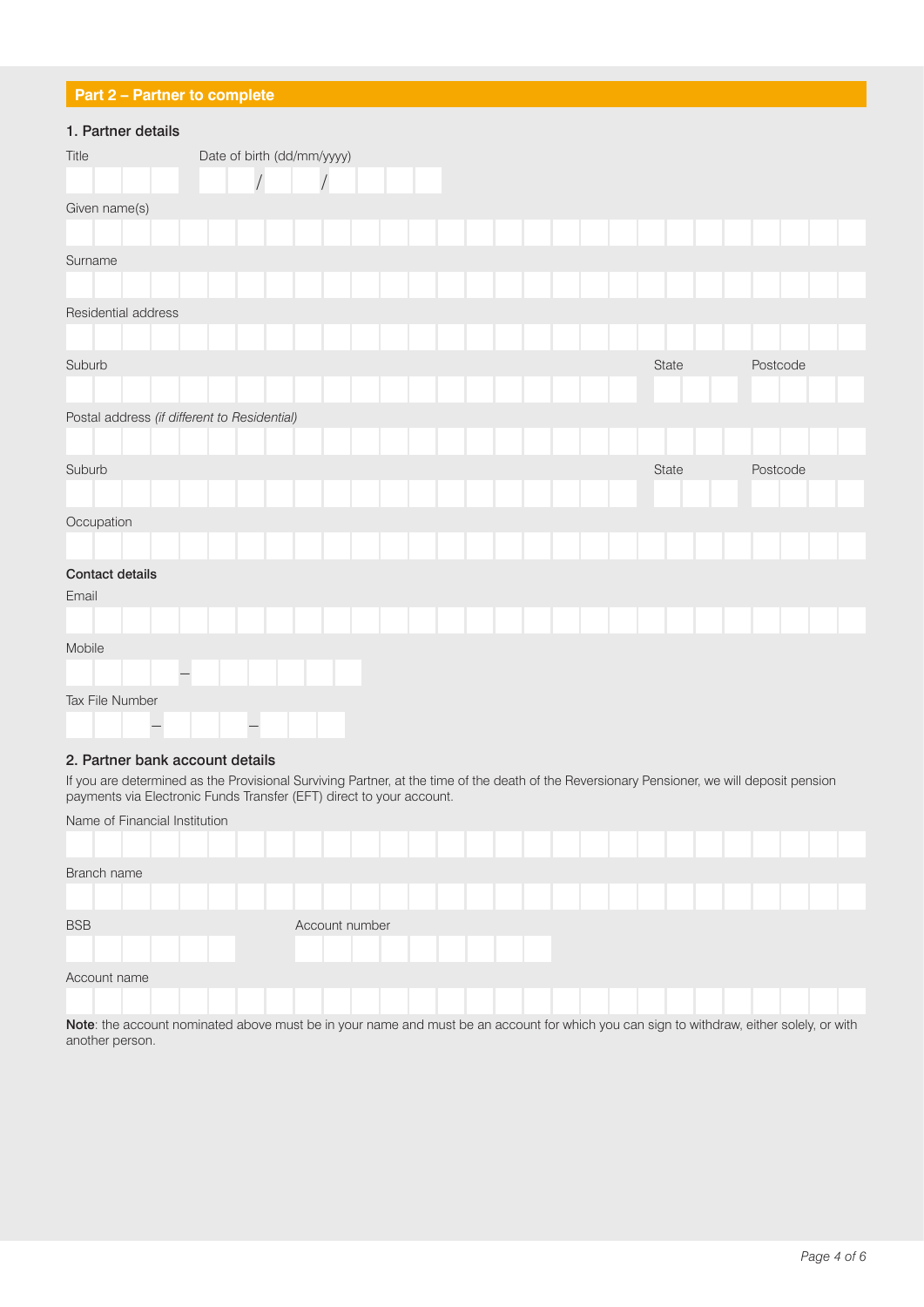## Part 2 – Partner to complete

### 1. Partner details

Title

Date of birth (dd/mm/yyyy)

/ /

Given name(s)

Surname

Residential address

Suburb

State

Postcode

Postal address *(if different to Residential)*

Suburb

State

Postcode

Occupation

**Contact details**

Email

Mobile

–

Tax File Number

– –

### 2. Partner bank account details

If you are determined as the Provisional Surviving Partner, at the time of the death of the Reversionary Pensioner, we will deposit pension payments via Electronic Funds Transfer (EFT) direct to your account.

Name of Financial Institution

Branch name

BSB

Account number

Account name

**Note**: the account nominated above must be in your name and must be an account for which you can sign to withdraw, either solely, or with another person.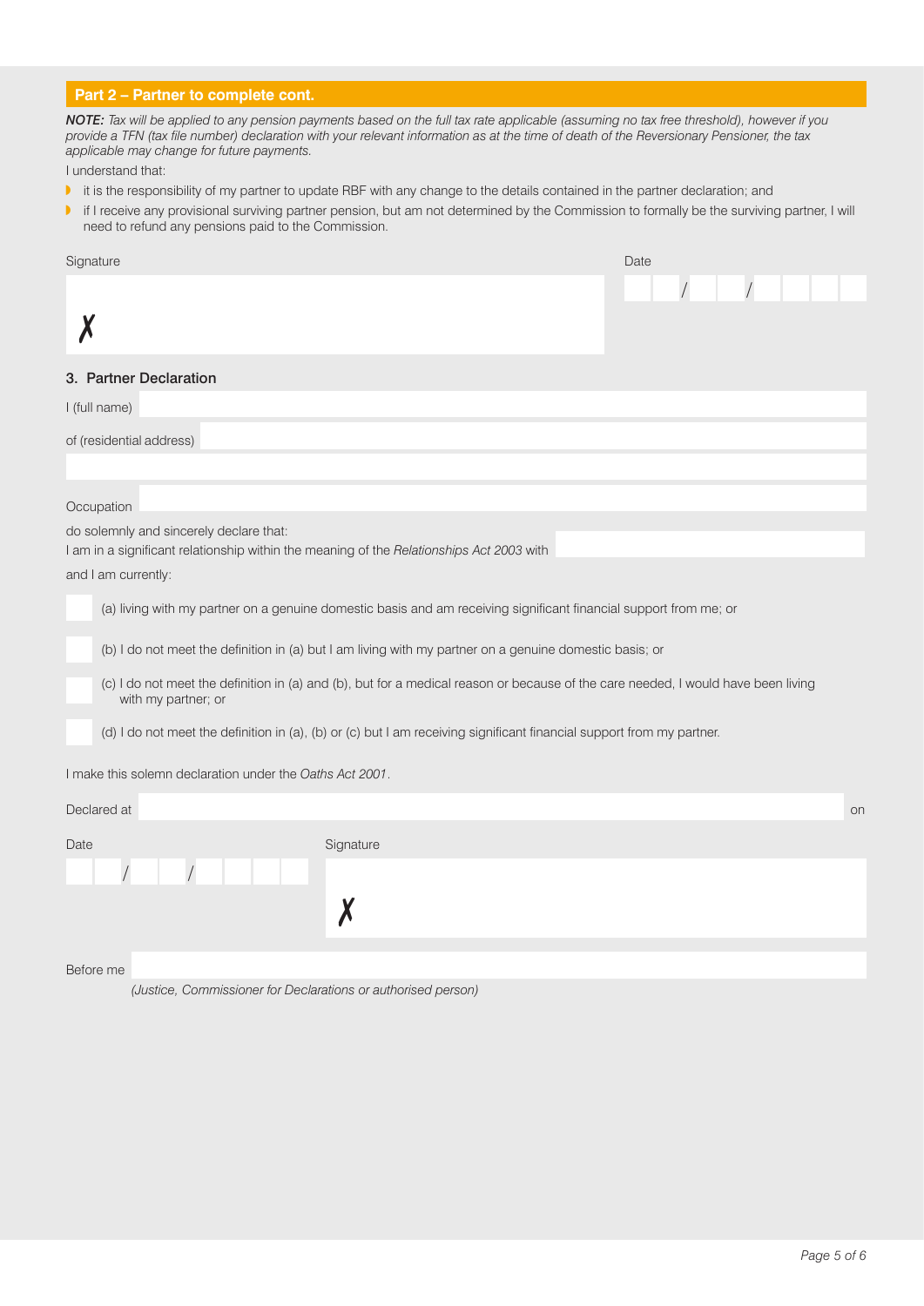## Part 2 – Partner to complete cont.

***NOTE:*** *Tax will be applied to any pension payments based on the full tax rate applicable (assuming no tax free threshold), however if you provide a TFN (tax file number) declaration with your relevant information as at the time of death of the Reversionary Pensioner, the tax applicable may change for future payments.*

I understand that:

- it is the responsibility of my partner to update RBF with any change to the details contained in the partner declaration; and
- if I receive any provisional surviving partner pension, but am not determined by the Commission to formally be the surviving partner, I will need to refund any pensions paid to the Commission.

Signature

✗

Date

/ /

### 3. Partner Declaration

I (full name)

of (residential address)

Occupation

do solemnly and sincerely declare that:

I am in a significant relationship within the meaning of the *Relationships Act 2003* with

and I am currently:

- ☐ (a) living with my partner on a genuine domestic basis and am receiving significant financial support from me; or
- ☐ (b) I do not meet the definition in (a) but I am living with my partner on a genuine domestic basis; or
- ☐ (c) I do not meet the definition in (a) and (b), but for a medical reason or because of the care needed, I would have been living with my partner; or
- ☐ (d) I do not meet the definition in (a), (b) or (c) but I am receiving significant financial support from my partner.

I make this solemn declaration under the *Oaths Act 2001*.

Declared at on

Date

/ /

Signature

✗

Before me

*(Justice, Commissioner for Declarations or authorised person)*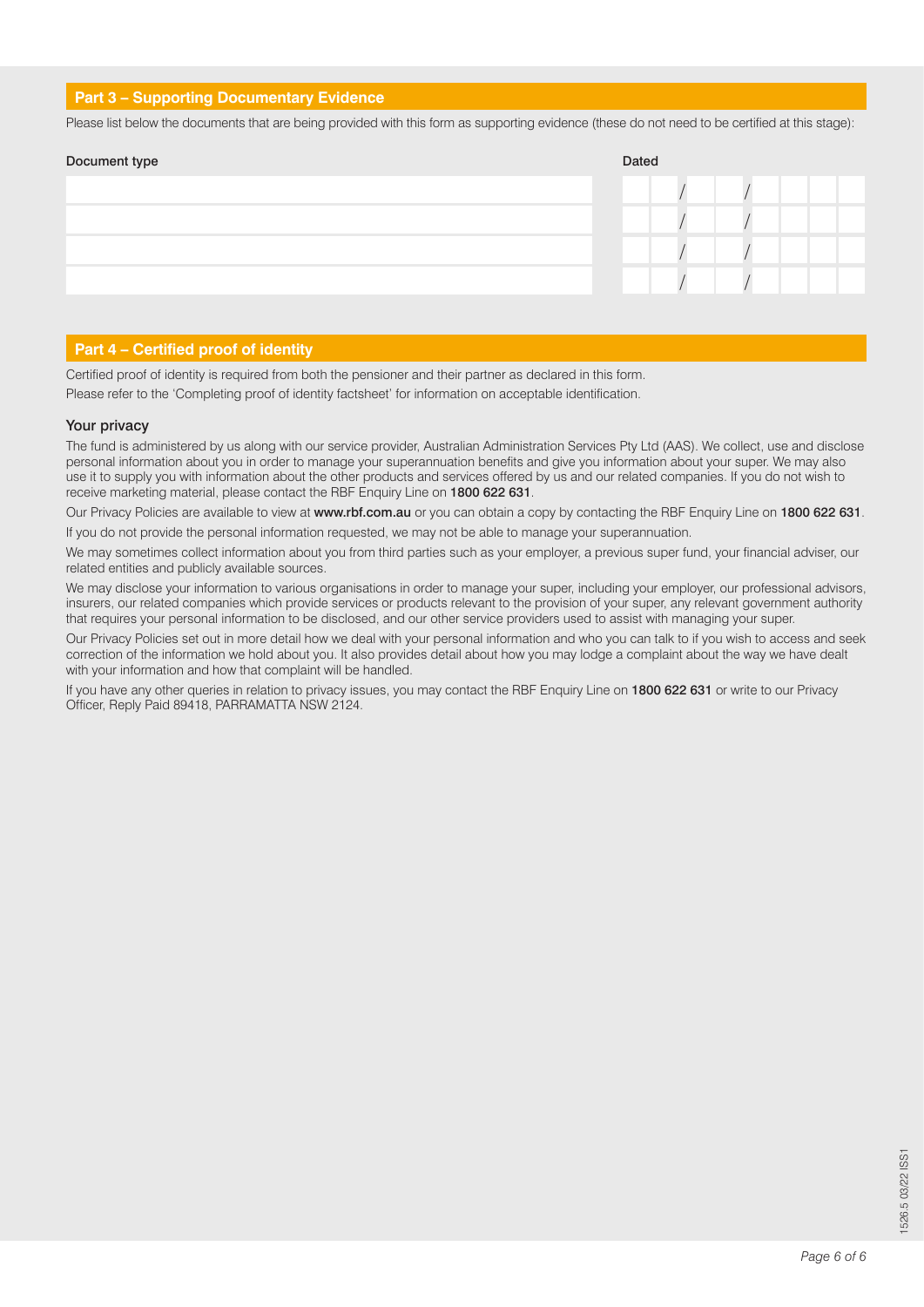## Part 3 – Supporting Documentary Evidence

Please list below the documents that are being provided with this form as supporting evidence (these do not need to be certified at this stage):

| Document type | Dated |
|---|---|
| | / / |
| | / / |
| | / / |
| | / / |

## Part 4 – Certified proof of identity

Certified proof of identity is required from both the pensioner and their partner as declared in this form.

Please refer to the 'Completing proof of identity factsheet' for information on acceptable identification.

### Your privacy

The fund is administered by us along with our service provider, Australian Administration Services Pty Ltd (AAS). We collect, use and disclose personal information about you in order to manage your superannuation benefits and give you information about your super. We may also use it to supply you with information about the other products and services offered by us and our related companies. If you do not wish to receive marketing material, please contact the RBF Enquiry Line on **1800 622 631**.

Our Privacy Policies are available to view at **www.rbf.com.au** or you can obtain a copy by contacting the RBF Enquiry Line on **1800 622 631**.

If you do not provide the personal information requested, we may not be able to manage your superannuation.

We may sometimes collect information about you from third parties such as your employer, a previous super fund, your financial adviser, our related entities and publicly available sources.

We may disclose your information to various organisations in order to manage your super, including your employer, our professional advisors, insurers, our related companies which provide services or products relevant to the provision of your super, any relevant government authority that requires your personal information to be disclosed, and our other service providers used to assist with managing your super.

Our Privacy Policies set out in more detail how we deal with your personal information and who you can talk to if you wish to access and seek correction of the information we hold about you. It also provides detail about how you may lodge a complaint about the way we have dealt with your information and how that complaint will be handled.

If you have any other queries in relation to privacy issues, you may contact the RBF Enquiry Line on **1800 622 631** or write to our Privacy Officer, Reply Paid 89418, PARRAMATTA NSW 2124.

1526.5 03/22 ISS1